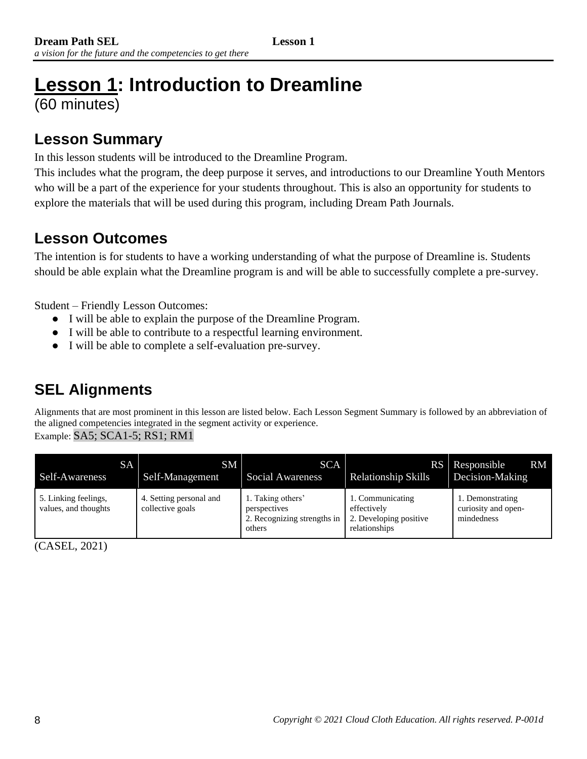# Lesson 1: Introduction to Dreamline
(60 minutes)

## Lesson Summary

In this lesson students will be introduced to the Dreamline Program.
This includes what the program, the deep purpose it serves, and introductions to our Dreamline Youth Mentors who will be a part of the experience for your students throughout. This is also an opportunity for students to explore the materials that will be used during this program, including Dream Path Journals.

## Lesson Outcomes

The intention is for students to have a working understanding of what the purpose of Dreamline is. Students should be able explain what the Dreamline program is and will be able to successfully complete a pre-survey.

Student – Friendly Lesson Outcomes:

- I will be able to explain the purpose of the Dreamline Program.
- I will be able to contribute to a respectful learning environment.
- I will be able to complete a self-evaluation pre-survey.

## SEL Alignments

Alignments that are most prominent in this lesson are listed below. Each Lesson Segment Summary is followed by an abbreviation of the aligned competencies integrated in the segment activity or experience.
Example: SA5; SCA1-5; RS1; RM1

| SA Self-Awareness | SM Self-Management | SCA Social Awareness | RS Relationship Skills | RM Responsible Decision-Making |
|---|---|---|---|---|
| 5. Linking feelings, values, and thoughts | 4. Setting personal and collective goals | 1. Taking others' perspectives<br>2. Recognizing strengths in others | 1. Communicating effectively<br>2. Developing positive relationships | 1. Demonstrating curiosity and open-mindedness |

(CASEL, 2021)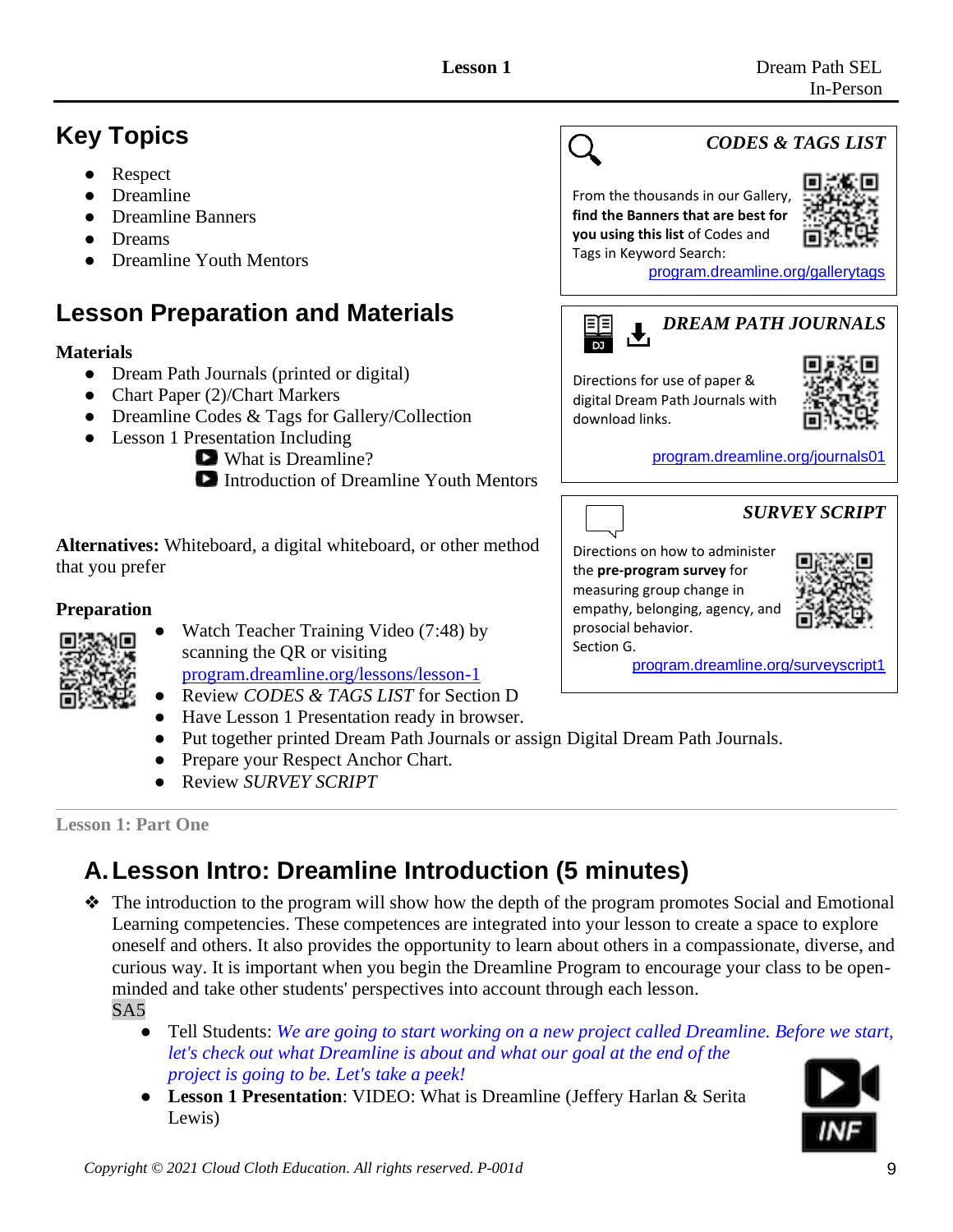## Key Topics

- Respect
- Dreamline
- Dreamline Banners
- Dreams
- Dreamline Youth Mentors

## Lesson Preparation and Materials

**Materials**

- Dream Path Journals (printed or digital)
- Chart Paper (2)/Chart Markers
- Dreamline Codes & Tags for Gallery/Collection
- Lesson 1 Presentation Including
  - What is Dreamline?
  - Introduction of Dreamline Youth Mentors

**Alternatives:** Whiteboard, a digital whiteboard, or other method that you prefer

**Preparation**

- Watch Teacher Training Video (7:48) by scanning the QR or visiting program.dreamline.org/lessons/lesson-1
- Review *CODES & TAGS LIST* for Section D
- Have Lesson 1 Presentation ready in browser.
- Put together printed Dream Path Journals or assign Digital Dream Path Journals.
- Prepare your Respect Anchor Chart.
- Review *SURVEY SCRIPT*

**_CODES & TAGS LIST_**

From the thousands in our Gallery, **find the Banners that are best for you using this list** of Codes and Tags in Keyword Search: program.dreamline.org/gallerytags

**_DREAM PATH JOURNALS_**

Directions for use of paper & digital Dream Path Journals with download links.

program.dreamline.org/journals01

**_SURVEY SCRIPT_**

Directions on how to administer the **pre-program survey** for measuring group change in empathy, belonging, agency, and prosocial behavior. Section G.

program.dreamline.org/surveyscript1

Lesson 1: Part One

## A. Lesson Intro: Dreamline Introduction (5 minutes)

- The introduction to the program will show how the depth of the program promotes Social and Emotional Learning competencies. These competences are integrated into your lesson to create a space to explore oneself and others. It also provides the opportunity to learn about others in a compassionate, diverse, and curious way. It is important when you begin the Dreamline Program to encourage your class to be open-minded and take other students' perspectives into account through each lesson.

  SA5

  - Tell Students: *We are going to start working on a new project called Dreamline. Before we start, let's check out what Dreamline is about and what our goal at the end of the project is going to be. Let's take a peek!*
  - **Lesson 1 Presentation**: VIDEO: What is Dreamline (Jeffery Harlan & Serita Lewis)

INF

*Copyright © 2021 Cloud Cloth Education. All rights reserved. P-001d*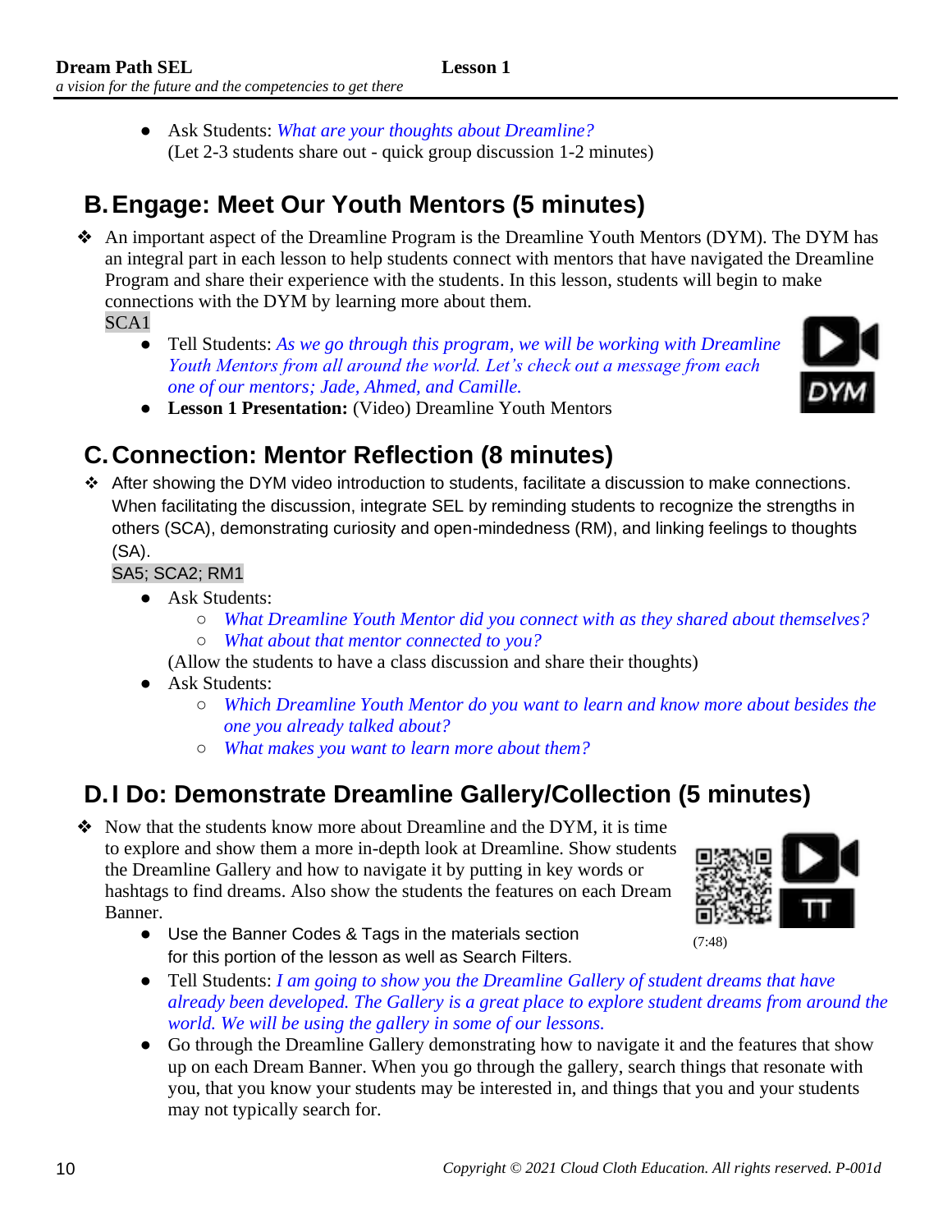- Ask Students: *What are your thoughts about Dreamline?*
  (Let 2-3 students share out - quick group discussion 1-2 minutes)

## B. Engage: Meet Our Youth Mentors (5 minutes)

❖ An important aspect of the Dreamline Program is the Dreamline Youth Mentors (DYM). The DYM has an integral part in each lesson to help students connect with mentors that have navigated the Dreamline Program and share their experience with the students. In this lesson, students will begin to make connections with the DYM by learning more about them.
SCA1

- Tell Students: *As we go through this program, we will be working with Dreamline Youth Mentors from all around the world. Let's check out a message from each one of our mentors; Jade, Ahmed, and Camille.*
- **Lesson 1 Presentation:** (Video) Dreamline Youth Mentors

DYM

## C. Connection: Mentor Reflection (8 minutes)

❖ After showing the DYM video introduction to students, facilitate a discussion to make connections. When facilitating the discussion, integrate SEL by reminding students to recognize the strengths in others (SCA), demonstrating curiosity and open-mindedness (RM), and linking feelings to thoughts (SA).
SA5; SCA2; RM1

- Ask Students:
  - *What Dreamline Youth Mentor did you connect with as they shared about themselves?*
  - *What about that mentor connected to you?*

  (Allow the students to have a class discussion and share their thoughts)
- Ask Students:
  - *Which Dreamline Youth Mentor do you want to learn and know more about besides the one you already talked about?*
  - *What makes you want to learn more about them?*

## D. I Do: Demonstrate Dreamline Gallery/Collection (5 minutes)

❖ Now that the students know more about Dreamline and the DYM, it is time to explore and show them a more in-depth look at Dreamline. Show students the Dreamline Gallery and how to navigate it by putting in key words or hashtags to find dreams. Also show the students the features on each Dream Banner.

TT

(7:48)

- Use the Banner Codes & Tags in the materials section for this portion of the lesson as well as Search Filters.
- Tell Students: *I am going to show you the Dreamline Gallery of student dreams that have already been developed. The Gallery is a great place to explore student dreams from around the world. We will be using the gallery in some of our lessons.*
- Go through the Dreamline Gallery demonstrating how to navigate it and the features that show up on each Dream Banner. When you go through the gallery, search things that resonate with you, that you know your students may be interested in, and things that you and your students may not typically search for.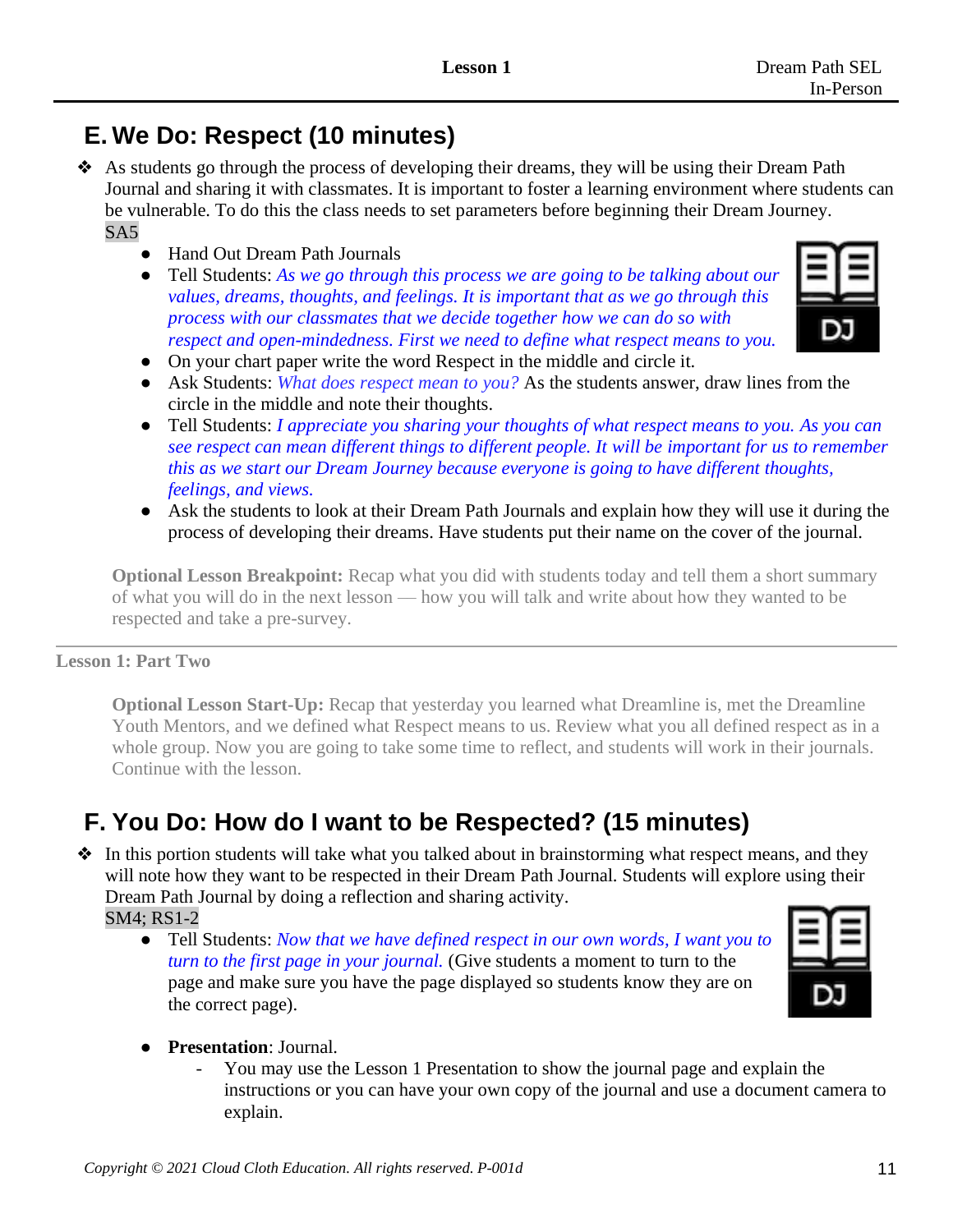## E. We Do: Respect (10 minutes)

- As students go through the process of developing their dreams, they will be using their Dream Path Journal and sharing it with classmates. It is important to foster a learning environment where students can be vulnerable. To do this the class needs to set parameters before beginning their Dream Journey.
  SA5
  - Hand Out Dream Path Journals
  - Tell Students: *As we go through this process we are going to be talking about our values, dreams, thoughts, and feelings. It is important that as we go through this process with our classmates that we decide together how we can do so with respect and open-mindedness. First we need to define what respect means to you.*
  - On your chart paper write the word Respect in the middle and circle it.
  - Ask Students: *What does respect mean to you?* As the students answer, draw lines from the circle in the middle and note their thoughts.
  - Tell Students: *I appreciate you sharing your thoughts of what respect means to you. As you can see respect can mean different things to different people. It will be important for us to remember this as we start our Dream Journey because everyone is going to have different thoughts, feelings, and views.*
  - Ask the students to look at their Dream Path Journals and explain how they will use it during the process of developing their dreams. Have students put their name on the cover of the journal.

**Optional Lesson Breakpoint:** Recap what you did with students today and tell them a short summary of what you will do in the next lesson — how you will talk and write about how they wanted to be respected and take a pre-survey.

---

**Lesson 1: Part Two**

**Optional Lesson Start-Up:** Recap that yesterday you learned what Dreamline is, met the Dreamline Youth Mentors, and we defined what Respect means to us. Review what you all defined respect as in a whole group. Now you are going to take some time to reflect, and students will work in their journals. Continue with the lesson.

## F. You Do: How do I want to be Respected? (15 minutes)

- In this portion students will take what you talked about in brainstorming what respect means, and they will note how they want to be respected in their Dream Path Journal. Students will explore using their Dream Path Journal by doing a reflection and sharing activity.
  SM4; RS1-2
  - Tell Students: *Now that we have defined respect in our own words, I want you to turn to the first page in your journal.* (Give students a moment to turn to the page and make sure you have the page displayed so students know they are on the correct page).
  - **Presentation**: Journal.
    - You may use the Lesson 1 Presentation to show the journal page and explain the instructions or you can have your own copy of the journal and use a document camera to explain.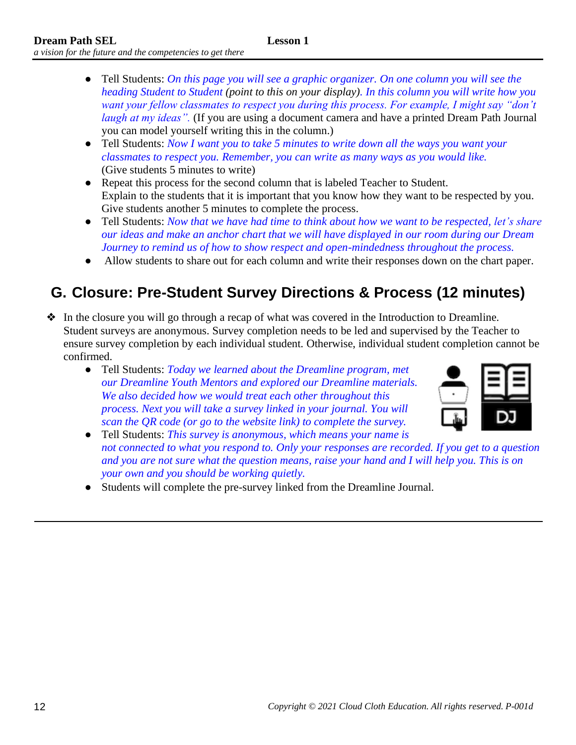- Tell Students: *On this page you will see a graphic organizer. On one column you will see the heading Student to Student* (point to this on your display). *In this column you will write how you want your fellow classmates to respect you during this process. For example, I might say "don't laugh at my ideas".* (If you are using a document camera and have a printed Dream Path Journal you can model yourself writing this in the column.)
- Tell Students: *Now I want you to take 5 minutes to write down all the ways you want your classmates to respect you. Remember, you can write as many ways as you would like.* (Give students 5 minutes to write)
- Repeat this process for the second column that is labeled Teacher to Student. Explain to the students that it is important that you know how they want to be respected by you. Give students another 5 minutes to complete the process.
- Tell Students: *Now that we have had time to think about how we want to be respected, let's share our ideas and make an anchor chart that we will have displayed in our room during our Dream Journey to remind us of how to show respect and open-mindedness throughout the process.*
- Allow students to share out for each column and write their responses down on the chart paper.

## G. Closure: Pre-Student Survey Directions & Process (12 minutes)

❖ In the closure you will go through a recap of what was covered in the Introduction to Dreamline. Student surveys are anonymous. Survey completion needs to be led and supervised by the Teacher to ensure survey completion by each individual student. Otherwise, individual student completion cannot be confirmed.

- Tell Students: *Today we learned about the Dreamline program, met our Dreamline Youth Mentors and explored our Dreamline materials. We also decided how we would treat each other throughout this process. Next you will take a survey linked in your journal. You will scan the QR code (or go to the website link) to complete the survey.*
- Tell Students: *This survey is anonymous, which means your name is not connected to what you respond to. Only your responses are recorded. If you get to a question and you are not sure what the question means, raise your hand and I will help you. This is on your own and you should be working quietly.*
- Students will complete the pre-survey linked from the Dreamline Journal.